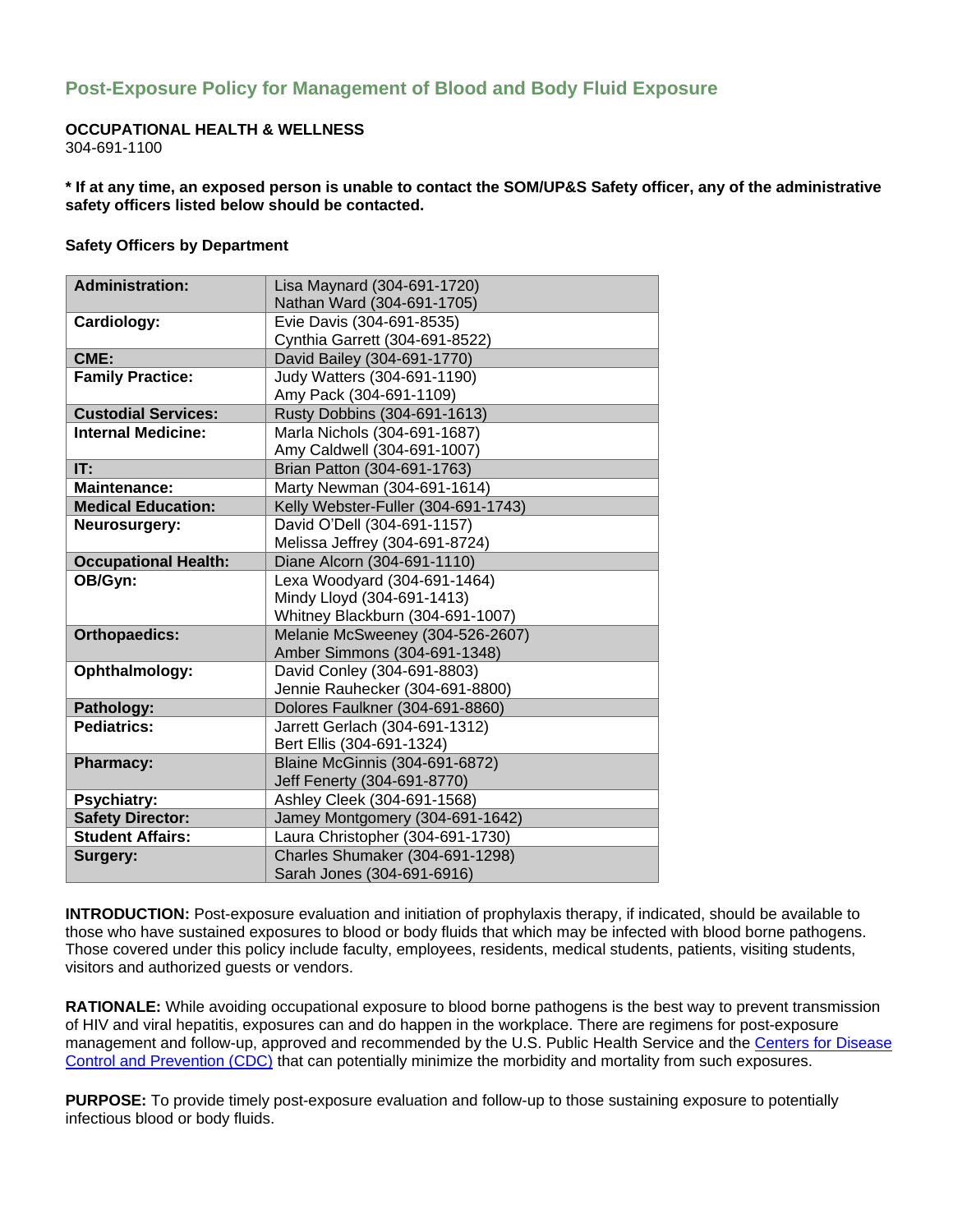## Post-Exposure Policy for Management of Blood and Body Fluid Exposure

**OCCUPATIONAL HEALTH & WELLNESS**
304-691-1100

**\* If at any time, an exposed person is unable to contact the SOM/UP&S Safety officer, any of the administrative safety officers listed below should be contacted.**

**Safety Officers by Department**

| Department | Safety Officer(s) |
|---|---|
| **Administration:** | Lisa Maynard (304-691-1720)<br>Nathan Ward (304-691-1705) |
| **Cardiology:** | Evie Davis (304-691-8535)<br>Cynthia Garrett (304-691-8522) |
| **CME:** | David Bailey (304-691-1770) |
| **Family Practice:** | Judy Watters (304-691-1190)<br>Amy Pack (304-691-1109) |
| **Custodial Services:** | Rusty Dobbins (304-691-1613) |
| **Internal Medicine:** | Marla Nichols (304-691-1687)<br>Amy Caldwell (304-691-1007) |
| **IT:** | Brian Patton (304-691-1763) |
| **Maintenance:** | Marty Newman (304-691-1614) |
| **Medical Education:** | Kelly Webster-Fuller (304-691-1743) |
| **Neurosurgery:** | David O'Dell (304-691-1157)<br>Melissa Jeffrey (304-691-8724) |
| **Occupational Health:** | Diane Alcorn (304-691-1110) |
| **OB/Gyn:** | Lexa Woodyard (304-691-1464)<br>Mindy Lloyd (304-691-1413)<br>Whitney Blackburn (304-691-1007) |
| **Orthopaedics:** | Melanie McSweeney (304-526-2607)<br>Amber Simmons (304-691-1348) |
| **Ophthalmology:** | David Conley (304-691-8803)<br>Jennie Rauhecker (304-691-8800) |
| **Pathology:** | Dolores Faulkner (304-691-8860) |
| **Pediatrics:** | Jarrett Gerlach (304-691-1312)<br>Bert Ellis (304-691-1324) |
| **Pharmacy:** | Blaine McGinnis (304-691-6872)<br>Jeff Fenerty (304-691-8770) |
| **Psychiatry:** | Ashley Cleek (304-691-1568) |
| **Safety Director:** | Jamey Montgomery (304-691-1642) |
| **Student Affairs:** | Laura Christopher (304-691-1730) |
| **Surgery:** | Charles Shumaker (304-691-1298)<br>Sarah Jones (304-691-6916) |

**INTRODUCTION:** Post-exposure evaluation and initiation of prophylaxis therapy, if indicated, should be available to those who have sustained exposures to blood or body fluids that which may be infected with blood borne pathogens. Those covered under this policy include faculty, employees, residents, medical students, patients, visiting students, visitors and authorized guests or vendors.

**RATIONALE:** While avoiding occupational exposure to blood borne pathogens is the best way to prevent transmission of HIV and viral hepatitis, exposures can and do happen in the workplace. There are regimens for post-exposure management and follow-up, approved and recommended by the U.S. Public Health Service and the Centers for Disease Control and Prevention (CDC) that can potentially minimize the morbidity and mortality from such exposures.

**PURPOSE:** To provide timely post-exposure evaluation and follow-up to those sustaining exposure to potentially infectious blood or body fluids.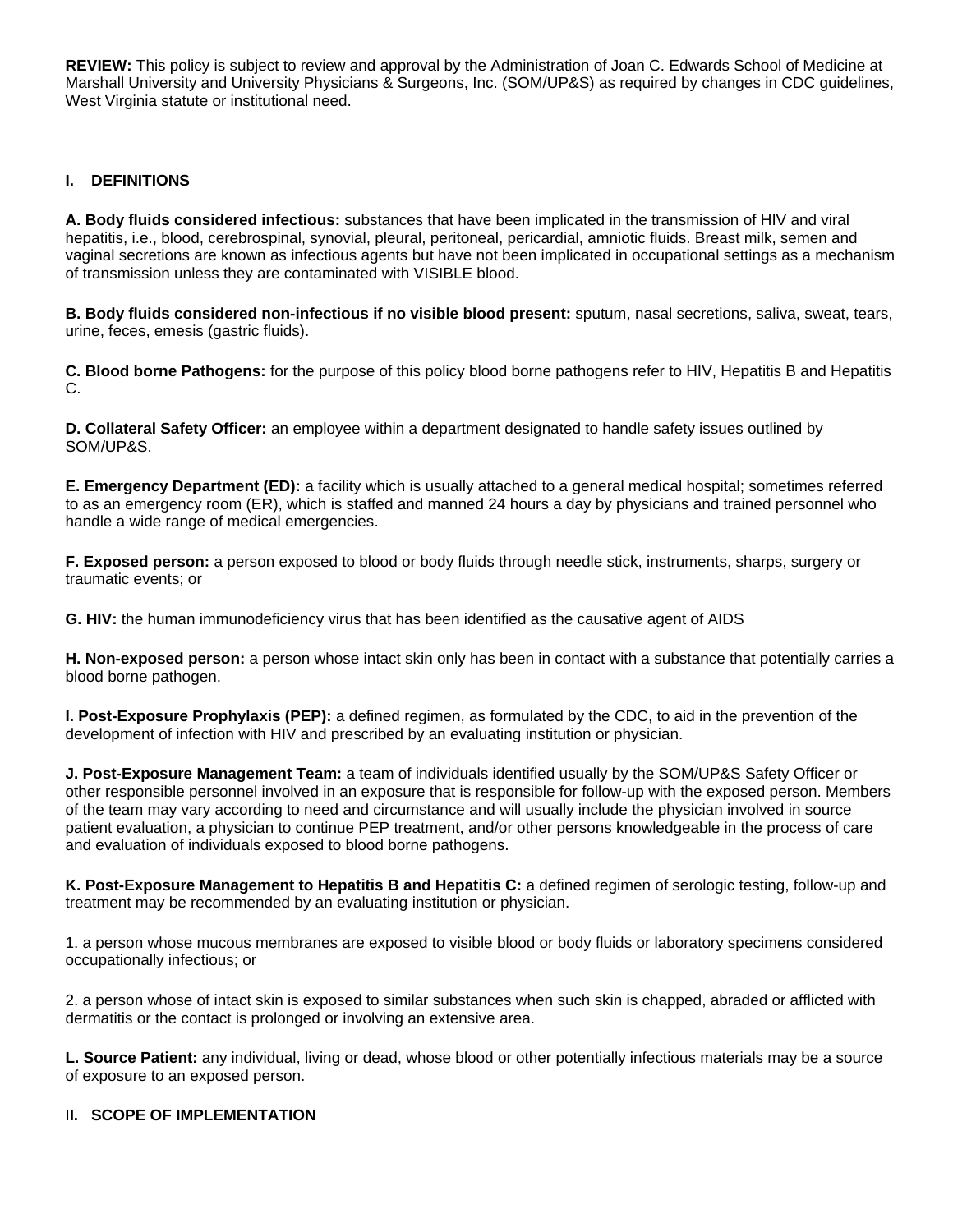**REVIEW:** This policy is subject to review and approval by the Administration of Joan C. Edwards School of Medicine at Marshall University and University Physicians & Surgeons, Inc. (SOM/UP&S) as required by changes in CDC guidelines, West Virginia statute or institutional need.

## I. DEFINITIONS

**A. Body fluids considered infectious:** substances that have been implicated in the transmission of HIV and viral hepatitis, i.e., blood, cerebrospinal, synovial, pleural, peritoneal, pericardial, amniotic fluids. Breast milk, semen and vaginal secretions are known as infectious agents but have not been implicated in occupational settings as a mechanism of transmission unless they are contaminated with VISIBLE blood.

**B. Body fluids considered non-infectious if no visible blood present:** sputum, nasal secretions, saliva, sweat, tears, urine, feces, emesis (gastric fluids).

**C. Blood borne Pathogens:** for the purpose of this policy blood borne pathogens refer to HIV, Hepatitis B and Hepatitis C.

**D. Collateral Safety Officer:** an employee within a department designated to handle safety issues outlined by SOM/UP&S.

**E. Emergency Department (ED):** a facility which is usually attached to a general medical hospital; sometimes referred to as an emergency room (ER), which is staffed and manned 24 hours a day by physicians and trained personnel who handle a wide range of medical emergencies.

**F. Exposed person:** a person exposed to blood or body fluids through needle stick, instruments, sharps, surgery or traumatic events; or

**G. HIV:** the human immunodeficiency virus that has been identified as the causative agent of AIDS

**H. Non-exposed person:** a person whose intact skin only has been in contact with a substance that potentially carries a blood borne pathogen.

**I. Post-Exposure Prophylaxis (PEP):** a defined regimen, as formulated by the CDC, to aid in the prevention of the development of infection with HIV and prescribed by an evaluating institution or physician.

**J. Post-Exposure Management Team:** a team of individuals identified usually by the SOM/UP&S Safety Officer or other responsible personnel involved in an exposure that is responsible for follow-up with the exposed person. Members of the team may vary according to need and circumstance and will usually include the physician involved in source patient evaluation, a physician to continue PEP treatment, and/or other persons knowledgeable in the process of care and evaluation of individuals exposed to blood borne pathogens.

**K. Post-Exposure Management to Hepatitis B and Hepatitis C:** a defined regimen of serologic testing, follow-up and treatment may be recommended by an evaluating institution or physician.

1. a person whose mucous membranes are exposed to visible blood or body fluids or laboratory specimens considered occupationally infectious; or

2. a person whose of intact skin is exposed to similar substances when such skin is chapped, abraded or afflicted with dermatitis or the contact is prolonged or involving an extensive area.

**L. Source Patient:** any individual, living or dead, whose blood or other potentially infectious materials may be a source of exposure to an exposed person.

## II. SCOPE OF IMPLEMENTATION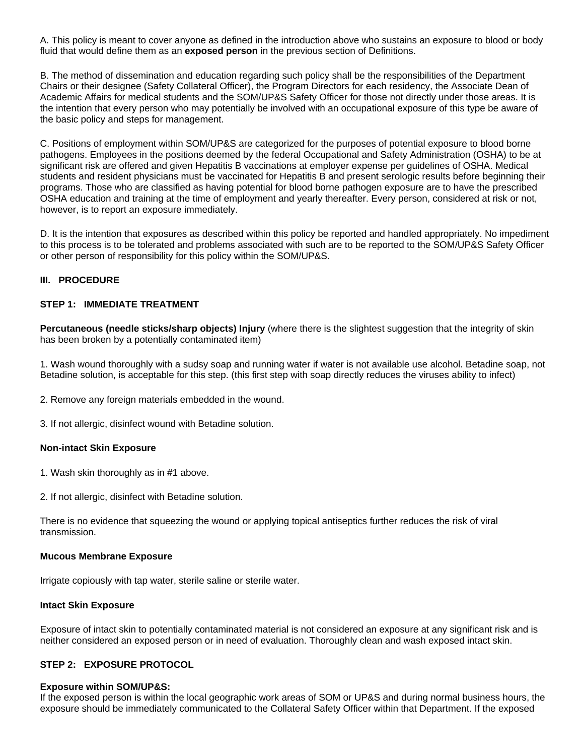A. This policy is meant to cover anyone as defined in the introduction above who sustains an exposure to blood or body fluid that would define them as an **exposed person** in the previous section of Definitions.

B. The method of dissemination and education regarding such policy shall be the responsibilities of the Department Chairs or their designee (Safety Collateral Officer), the Program Directors for each residency, the Associate Dean of Academic Affairs for medical students and the SOM/UP&S Safety Officer for those not directly under those areas. It is the intention that every person who may potentially be involved with an occupational exposure of this type be aware of the basic policy and steps for management.

C. Positions of employment within SOM/UP&S are categorized for the purposes of potential exposure to blood borne pathogens. Employees in the positions deemed by the federal Occupational and Safety Administration (OSHA) to be at significant risk are offered and given Hepatitis B vaccinations at employer expense per guidelines of OSHA. Medical students and resident physicians must be vaccinated for Hepatitis B and present serologic results before beginning their programs. Those who are classified as having potential for blood borne pathogen exposure are to have the prescribed OSHA education and training at the time of employment and yearly thereafter. Every person, considered at risk or not, however, is to report an exposure immediately.

D. It is the intention that exposures as described within this policy be reported and handled appropriately. No impediment to this process is to be tolerated and problems associated with such are to be reported to the SOM/UP&S Safety Officer or other person of responsibility for this policy within the SOM/UP&S.

## III. PROCEDURE

### STEP 1: IMMEDIATE TREATMENT

**Percutaneous (needle sticks/sharp objects) Injury** (where there is the slightest suggestion that the integrity of skin has been broken by a potentially contaminated item)

1. Wash wound thoroughly with a sudsy soap and running water if water is not available use alcohol. Betadine soap, not Betadine solution, is acceptable for this step. (this first step with soap directly reduces the viruses ability to infect)

2. Remove any foreign materials embedded in the wound.

3. If not allergic, disinfect wound with Betadine solution.

**Non-intact Skin Exposure**

1. Wash skin thoroughly as in #1 above.

2. If not allergic, disinfect with Betadine solution.

There is no evidence that squeezing the wound or applying topical antiseptics further reduces the risk of viral transmission.

**Mucous Membrane Exposure**

Irrigate copiously with tap water, sterile saline or sterile water.

**Intact Skin Exposure**

Exposure of intact skin to potentially contaminated material is not considered an exposure at any significant risk and is neither considered an exposed person or in need of evaluation. Thoroughly clean and wash exposed intact skin.

### STEP 2: EXPOSURE PROTOCOL

**Exposure within SOM/UP&S:**
If the exposed person is within the local geographic work areas of SOM or UP&S and during normal business hours, the exposure should be immediately communicated to the Collateral Safety Officer within that Department. If the exposed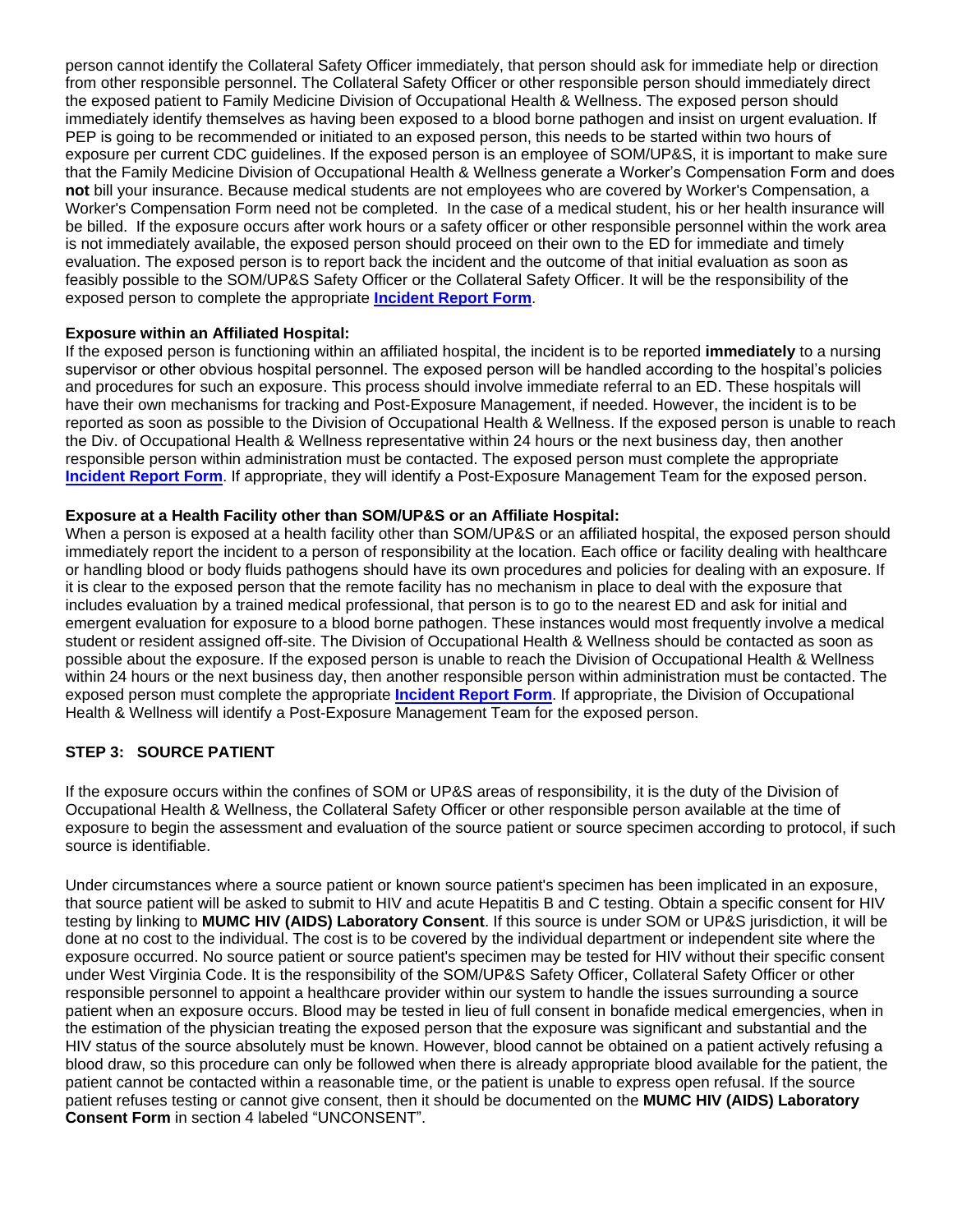person cannot identify the Collateral Safety Officer immediately, that person should ask for immediate help or direction from other responsible personnel. The Collateral Safety Officer or other responsible person should immediately direct the exposed patient to Family Medicine Division of Occupational Health & Wellness. The exposed person should immediately identify themselves as having been exposed to a blood borne pathogen and insist on urgent evaluation. If PEP is going to be recommended or initiated to an exposed person, this needs to be started within two hours of exposure per current CDC guidelines. If the exposed person is an employee of SOM/UP&S, it is important to make sure that the Family Medicine Division of Occupational Health & Wellness generate a Worker's Compensation Form and does **not** bill your insurance. Because medical students are not employees who are covered by Worker's Compensation, a Worker's Compensation Form need not be completed. In the case of a medical student, his or her health insurance will be billed. If the exposure occurs after work hours or a safety officer or other responsible personnel within the work area is not immediately available, the exposed person should proceed on their own to the ED for immediate and timely evaluation. The exposed person is to report back the incident and the outcome of that initial evaluation as soon as feasibly possible to the SOM/UP&S Safety Officer or the Collateral Safety Officer. It will be the responsibility of the exposed person to complete the appropriate **Incident Report Form**.

**Exposure within an Affiliated Hospital:**
If the exposed person is functioning within an affiliated hospital, the incident is to be reported **immediately** to a nursing supervisor or other obvious hospital personnel. The exposed person will be handled according to the hospital's policies and procedures for such an exposure. This process should involve immediate referral to an ED. These hospitals will have their own mechanisms for tracking and Post-Exposure Management, if needed. However, the incident is to be reported as soon as possible to the Division of Occupational Health & Wellness. If the exposed person is unable to reach the Div. of Occupational Health & Wellness representative within 24 hours or the next business day, then another responsible person within administration must be contacted. The exposed person must complete the appropriate **Incident Report Form**. If appropriate, they will identify a Post-Exposure Management Team for the exposed person.

**Exposure at a Health Facility other than SOM/UP&S or an Affiliate Hospital:**
When a person is exposed at a health facility other than SOM/UP&S or an affiliated hospital, the exposed person should immediately report the incident to a person of responsibility at the location. Each office or facility dealing with healthcare or handling blood or body fluids pathogens should have its own procedures and policies for dealing with an exposure. If it is clear to the exposed person that the remote facility has no mechanism in place to deal with the exposure that includes evaluation by a trained medical professional, that person is to go to the nearest ED and ask for initial and emergent evaluation for exposure to a blood borne pathogen. These instances would most frequently involve a medical student or resident assigned off-site. The Division of Occupational Health & Wellness should be contacted as soon as possible about the exposure. If the exposed person is unable to reach the Division of Occupational Health & Wellness within 24 hours or the next business day, then another responsible person within administration must be contacted. The exposed person must complete the appropriate **Incident Report Form**. If appropriate, the Division of Occupational Health & Wellness will identify a Post-Exposure Management Team for the exposed person.

## STEP 3: SOURCE PATIENT

If the exposure occurs within the confines of SOM or UP&S areas of responsibility, it is the duty of the Division of Occupational Health & Wellness, the Collateral Safety Officer or other responsible person available at the time of exposure to begin the assessment and evaluation of the source patient or source specimen according to protocol, if such source is identifiable.

Under circumstances where a source patient or known source patient's specimen has been implicated in an exposure, that source patient will be asked to submit to HIV and acute Hepatitis B and C testing. Obtain a specific consent for HIV testing by linking to **MUMC HIV (AIDS) Laboratory Consent**. If this source is under SOM or UP&S jurisdiction, it will be done at no cost to the individual. The cost is to be covered by the individual department or independent site where the exposure occurred. No source patient or source patient's specimen may be tested for HIV without their specific consent under West Virginia Code. It is the responsibility of the SOM/UP&S Safety Officer, Collateral Safety Officer or other responsible personnel to appoint a healthcare provider within our system to handle the issues surrounding a source patient when an exposure occurs. Blood may be tested in lieu of full consent in bonafide medical emergencies, when in the estimation of the physician treating the exposed person that the exposure was significant and substantial and the HIV status of the source absolutely must be known. However, blood cannot be obtained on a patient actively refusing a blood draw, so this procedure can only be followed when there is already appropriate blood available for the patient, the patient cannot be contacted within a reasonable time, or the patient is unable to express open refusal. If the source patient refuses testing or cannot give consent, then it should be documented on the **MUMC HIV (AIDS) Laboratory Consent Form** in section 4 labeled "UNCONSENT".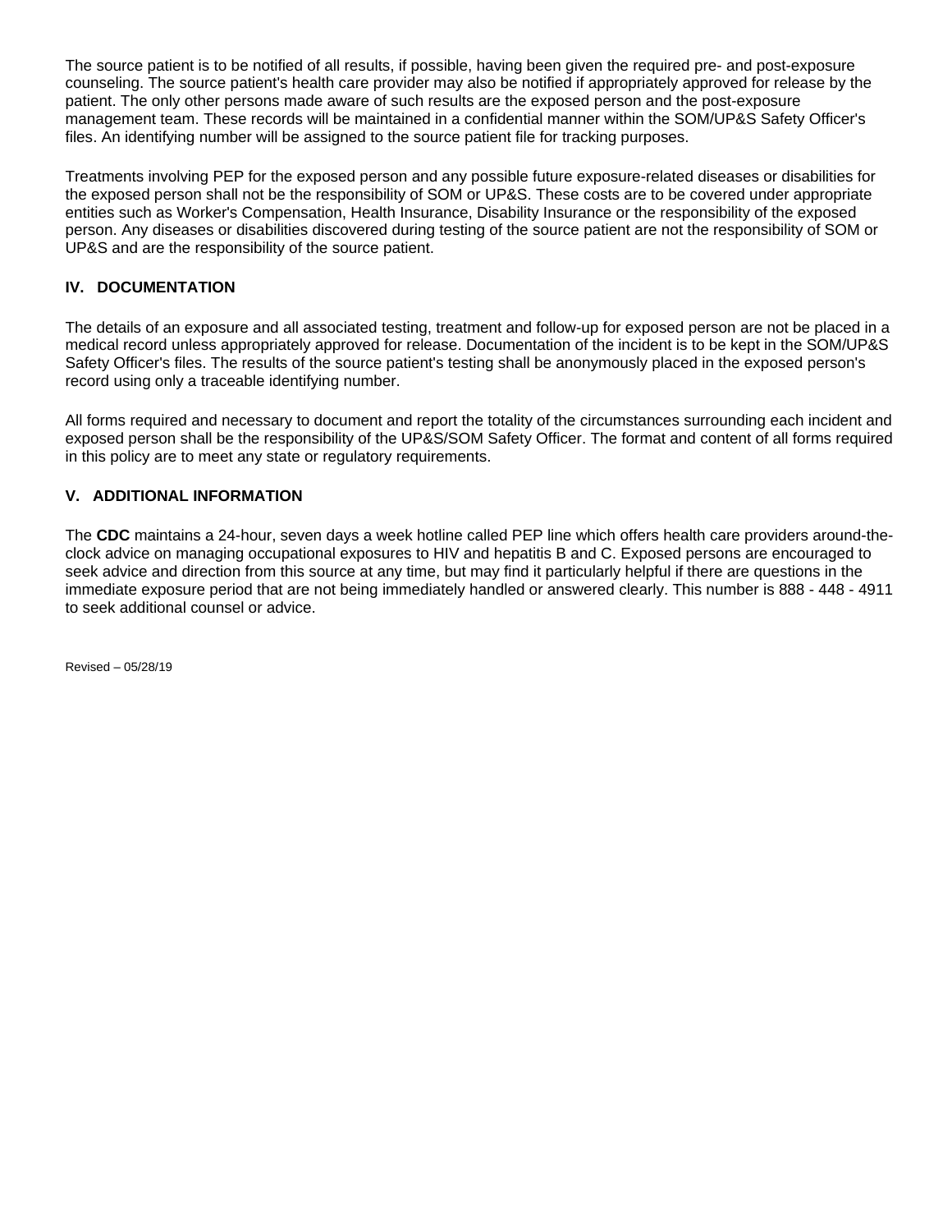The source patient is to be notified of all results, if possible, having been given the required pre- and post-exposure counseling. The source patient's health care provider may also be notified if appropriately approved for release by the patient. The only other persons made aware of such results are the exposed person and the post-exposure management team. These records will be maintained in a confidential manner within the SOM/UP&S Safety Officer's files. An identifying number will be assigned to the source patient file for tracking purposes.

Treatments involving PEP for the exposed person and any possible future exposure-related diseases or disabilities for the exposed person shall not be the responsibility of SOM or UP&S. These costs are to be covered under appropriate entities such as Worker's Compensation, Health Insurance, Disability Insurance or the responsibility of the exposed person. Any diseases or disabilities discovered during testing of the source patient are not the responsibility of SOM or UP&S and are the responsibility of the source patient.

## IV. DOCUMENTATION

The details of an exposure and all associated testing, treatment and follow-up for exposed person are not be placed in a medical record unless appropriately approved for release. Documentation of the incident is to be kept in the SOM/UP&S Safety Officer's files. The results of the source patient's testing shall be anonymously placed in the exposed person's record using only a traceable identifying number.

All forms required and necessary to document and report the totality of the circumstances surrounding each incident and exposed person shall be the responsibility of the UP&S/SOM Safety Officer. The format and content of all forms required in this policy are to meet any state or regulatory requirements.

## V. ADDITIONAL INFORMATION

The **CDC** maintains a 24-hour, seven days a week hotline called PEP line which offers health care providers around-the-clock advice on managing occupational exposures to HIV and hepatitis B and C. Exposed persons are encouraged to seek advice and direction from this source at any time, but may find it particularly helpful if there are questions in the immediate exposure period that are not being immediately handled or answered clearly. This number is 888 - 448 - 4911 to seek additional counsel or advice.

Revised – 05/28/19